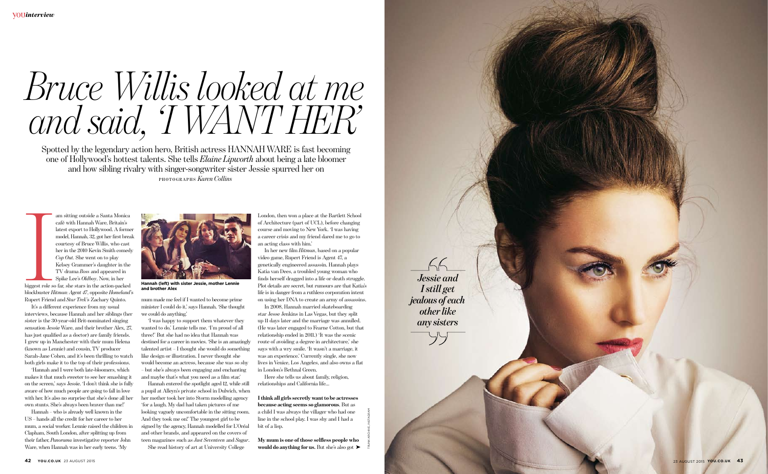# *Bruce Willis looked at me and said, 'I WANT HER'*

Spotted by the legendary action hero, British actress HANNAH WARE is fast becoming one of Hollywood's hottest talents. She tells *Elaine Lipworth* about being a late bloomer and how sibling rivalry with singer-songwriter sister Jessie spurred her on

PHOTOGRAPHS *Karen Collins*

I am sitting outside a Santa Monica café with Hannah Ware, Britain's latest export to Hollywood. A former model, Hannah, 32, got her first break courtesy of Bruce Willis, who cast her in the 2010 Kevin Smith comedy *Cop Out*. She went on to play Kelsey Grammer's daughter in the TV drama *Boss* and appeared in Spike Lee's *Oldboy*. Now, in her biggest role so far, she stars in the action-packed blockbuster *Hitman: Agent 47*, opposite *Homeland*'s Rupert Friend and *Star Trek*'s Zachary Quinto.

It's a different experience from my usual interviews, because Hannah and her siblings (her sister is the 30-year-old Brit-nominated singing sensation Jessie Ware, and their brother Alex, 27, has just qualified as a doctor) are family friends. I grew up in Manchester with their mum Helena (known as Lennie) and cousin, TV producer Sarah-Jane Cohen, and it's been thrilling to watch both girls make it to the top of their professions.

'Hannah and I were both late-bloomers, which makes it that much sweeter to see her smashing it on the screen,' says Jessie. 'I don't think she is fully aware of how much people are going to fall in love with her. It's also no surprise that she's done all her own stunts. She's always been braver than me!'

Hannah – who is already well known in the US – hands all the credit for her career to her mum, a social worker. Lennie raised the children in Clapham, South London, after splitting up from their father, *Panorama* investigative reporter John Ware, when Hannah was in her early teens. 'My mum made me feel if I wanted to become prime minister I could do it,' says Hannah. 'She thought we could do anything.'

**Hannah (left) with sister Jessie, mother Lennie and brother Alex**

'I was happy to support them whatever they wanted to do,' Lennie tells me. 'I'm proud of all three!' But she had no idea that Hannah was destined for a career in movies. 'She is an amazingly talented artist – I thought she would do something like design or illustration. I never thought she would become an actress, because she was so shy – but she's always been engaging and enchanting and maybe that's what you need as a film star.'

Hannah entered the spotlight aged 12, while still a pupil at Alleyn's private school in Dulwich, when her mother took her into Storm modelling agency 'for a laugh. My dad had taken pictures of me looking vaguely uncomfortable in the sitting room. And they took me on!' The youngest girl to be signed by the agency, Hannah modelled for L'Oréal and other brands, and appeared on the covers of teen magazines such as *Just Seventeen* and *Sugar*.

She read history of art at University College London, then won a place at the Bartlett School of Architecture (part of UCL), before changing course and moving to New York. 'I was having a career crisis and my friend dared me to go to an acting class with him.'

In her new film *Hitman*, based on a popular video game, Rupert Friend is Agent 47, a genetically engineered assassin. Hannah plays Katia van Dees, a troubled young woman who finds herself dragged into a life or death struggle. Plot details are secret, but rumours are that Katia's life is in danger from a ruthless corporation intent on using her DNA to create an army of assassins.

In 2008, Hannah married skateboarding star Jesse Jenkins in Las Vegas, but they split up 11 days later and the marriage was annulled. (He was later engaged to Fearne Cotton, but that relationship ended in 2011.) 'It was the scenic route of avoiding a degree in architecture,' she says with a wry smile. 'It wasn't a marriage, it was an experience.' Currently single, she now lives in Venice, Los Angeles, and also owns a flat in London's Bethnal Green.

Here she tells us about family, religion, relationships and California life…

**I think all girls secretly want to be actresses because acting seems so glamorous.** But as a child I was always the villager who had one line in the school play. I was shy and I had a bit of a lisp.

**My mum is one of those selfless people who would do anything for us.** But she's also got

> *Jessie and I still get jealous of each other like any sisters*